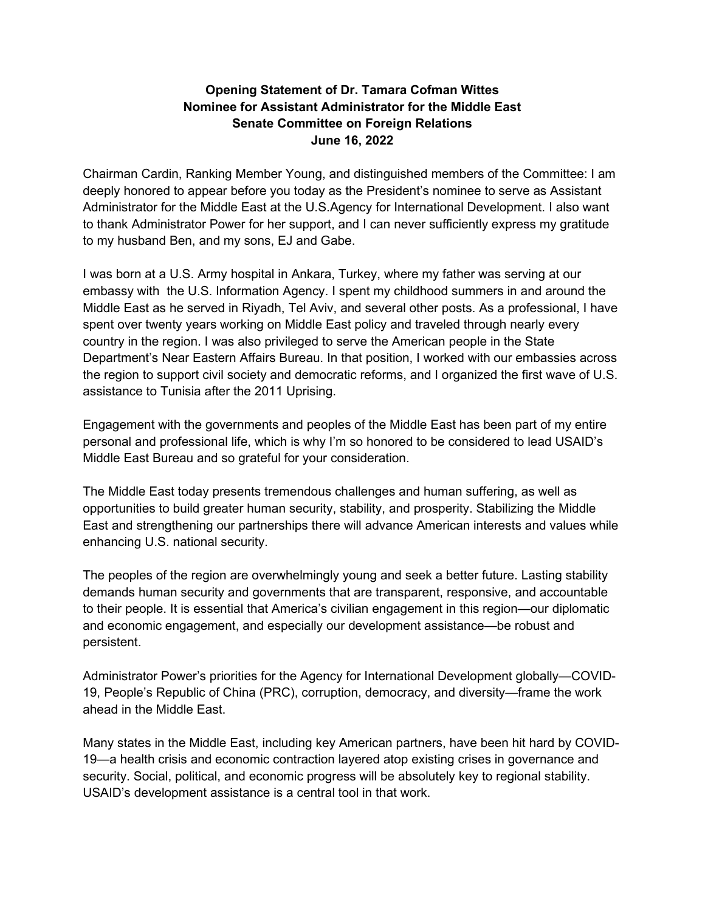**Opening Statement of Dr. Tamara Cofman Wittes**
**Nominee for Assistant Administrator for the Middle East**
**Senate Committee on Foreign Relations**
**June 16, 2022**

Chairman Cardin, Ranking Member Young, and distinguished members of the Committee: I am deeply honored to appear before you today as the President's nominee to serve as Assistant Administrator for the Middle East at the U.S.Agency for International Development. I also want to thank Administrator Power for her support, and I can never sufficiently express my gratitude to my husband Ben, and my sons, EJ and Gabe.

I was born at a U.S. Army hospital in Ankara, Turkey, where my father was serving at our embassy with the U.S. Information Agency. I spent my childhood summers in and around the Middle East as he served in Riyadh, Tel Aviv, and several other posts. As a professional, I have spent over twenty years working on Middle East policy and traveled through nearly every country in the region. I was also privileged to serve the American people in the State Department's Near Eastern Affairs Bureau. In that position, I worked with our embassies across the region to support civil society and democratic reforms, and I organized the first wave of U.S. assistance to Tunisia after the 2011 Uprising.

Engagement with the governments and peoples of the Middle East has been part of my entire personal and professional life, which is why I'm so honored to be considered to lead USAID's Middle East Bureau and so grateful for your consideration.

The Middle East today presents tremendous challenges and human suffering, as well as opportunities to build greater human security, stability, and prosperity. Stabilizing the Middle East and strengthening our partnerships there will advance American interests and values while enhancing U.S. national security.

The peoples of the region are overwhelmingly young and seek a better future. Lasting stability demands human security and governments that are transparent, responsive, and accountable to their people. It is essential that America's civilian engagement in this region—our diplomatic and economic engagement, and especially our development assistance—be robust and persistent.

Administrator Power's priorities for the Agency for International Development globally—COVID-19, People's Republic of China (PRC), corruption, democracy, and diversity—frame the work ahead in the Middle East.

Many states in the Middle East, including key American partners, have been hit hard by COVID-19—a health crisis and economic contraction layered atop existing crises in governance and security. Social, political, and economic progress will be absolutely key to regional stability. USAID's development assistance is a central tool in that work.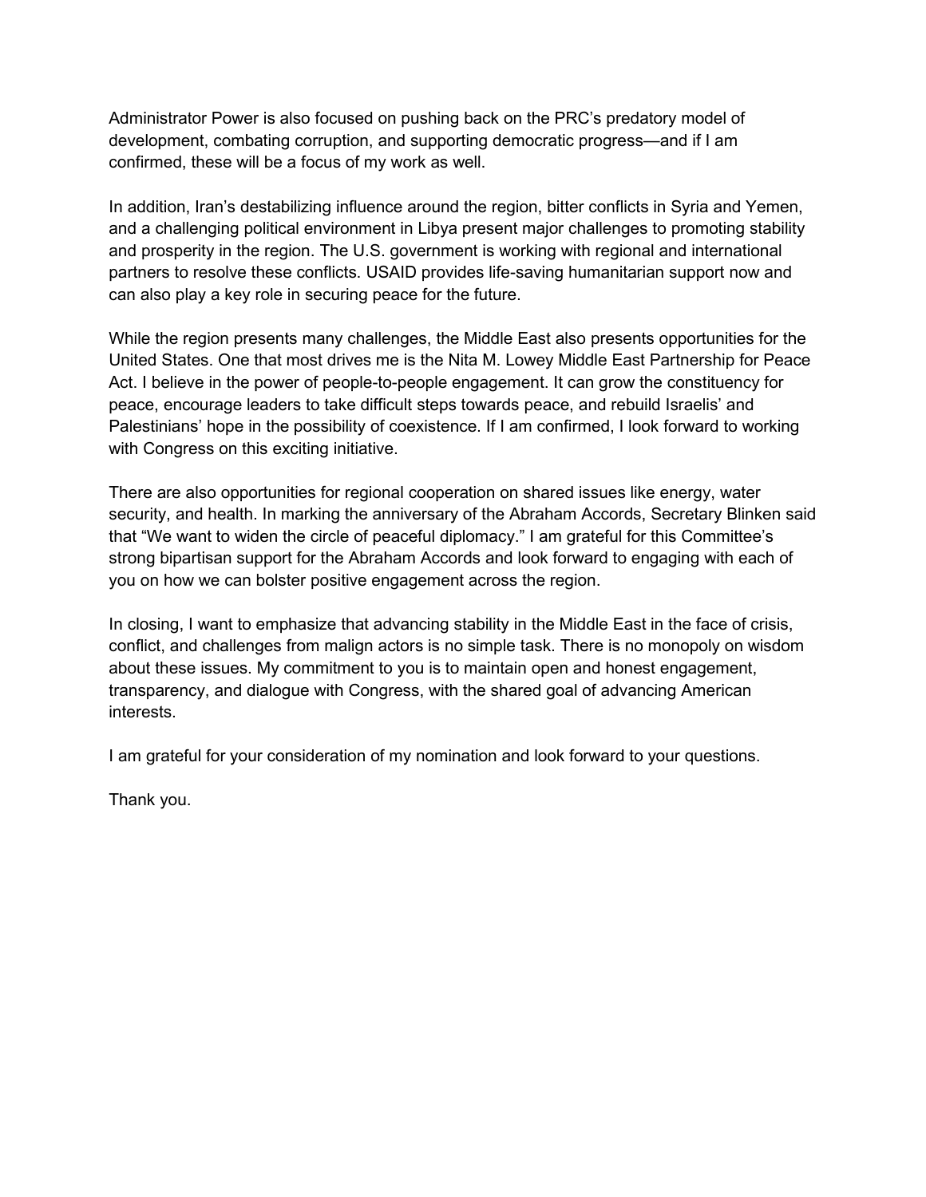Administrator Power is also focused on pushing back on the PRC's predatory model of development, combating corruption, and supporting democratic progress—and if I am confirmed, these will be a focus of my work as well.

In addition, Iran's destabilizing influence around the region, bitter conflicts in Syria and Yemen, and a challenging political environment in Libya present major challenges to promoting stability and prosperity in the region. The U.S. government is working with regional and international partners to resolve these conflicts. USAID provides life-saving humanitarian support now and can also play a key role in securing peace for the future.

While the region presents many challenges, the Middle East also presents opportunities for the United States. One that most drives me is the Nita M. Lowey Middle East Partnership for Peace Act. I believe in the power of people-to-people engagement. It can grow the constituency for peace, encourage leaders to take difficult steps towards peace, and rebuild Israelis' and Palestinians' hope in the possibility of coexistence. If I am confirmed, I look forward to working with Congress on this exciting initiative.

There are also opportunities for regional cooperation on shared issues like energy, water security, and health. In marking the anniversary of the Abraham Accords, Secretary Blinken said that "We want to widen the circle of peaceful diplomacy." I am grateful for this Committee's strong bipartisan support for the Abraham Accords and look forward to engaging with each of you on how we can bolster positive engagement across the region.

In closing, I want to emphasize that advancing stability in the Middle East in the face of crisis, conflict, and challenges from malign actors is no simple task. There is no monopoly on wisdom about these issues. My commitment to you is to maintain open and honest engagement, transparency, and dialogue with Congress, with the shared goal of advancing American interests.

I am grateful for your consideration of my nomination and look forward to your questions.

Thank you.